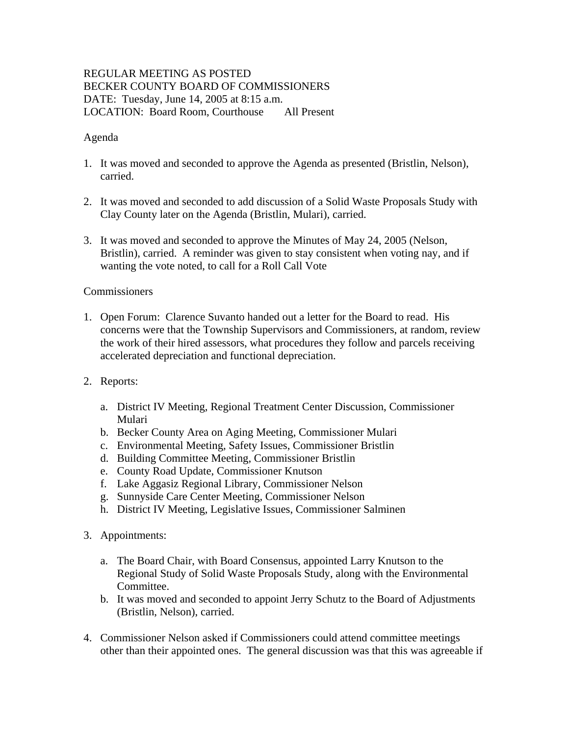REGULAR MEETING AS POSTED
BECKER COUNTY BOARD OF COMMISSIONERS
DATE: Tuesday, June 14, 2005 at 8:15 a.m.
LOCATION: Board Room, Courthouse All Present

Agenda

1. It was moved and seconded to approve the Agenda as presented (Bristlin, Nelson), carried.

2. It was moved and seconded to add discussion of a Solid Waste Proposals Study with Clay County later on the Agenda (Bristlin, Mulari), carried.

3. It was moved and seconded to approve the Minutes of May 24, 2005 (Nelson, Bristlin), carried. A reminder was given to stay consistent when voting nay, and if wanting the vote noted, to call for a Roll Call Vote

Commissioners

1. Open Forum: Clarence Suvanto handed out a letter for the Board to read. His concerns were that the Township Supervisors and Commissioners, at random, review the work of their hired assessors, what procedures they follow and parcels receiving accelerated depreciation and functional depreciation.

2. Reports:

   a. District IV Meeting, Regional Treatment Center Discussion, Commissioner Mulari
   b. Becker County Area on Aging Meeting, Commissioner Mulari
   c. Environmental Meeting, Safety Issues, Commissioner Bristlin
   d. Building Committee Meeting, Commissioner Bristlin
   e. County Road Update, Commissioner Knutson
   f. Lake Aggasiz Regional Library, Commissioner Nelson
   g. Sunnyside Care Center Meeting, Commissioner Nelson
   h. District IV Meeting, Legislative Issues, Commissioner Salminen

3. Appointments:

   a. The Board Chair, with Board Consensus, appointed Larry Knutson to the Regional Study of Solid Waste Proposals Study, along with the Environmental Committee.
   b. It was moved and seconded to appoint Jerry Schutz to the Board of Adjustments (Bristlin, Nelson), carried.

4. Commissioner Nelson asked if Commissioners could attend committee meetings other than their appointed ones. The general discussion was that this was agreeable if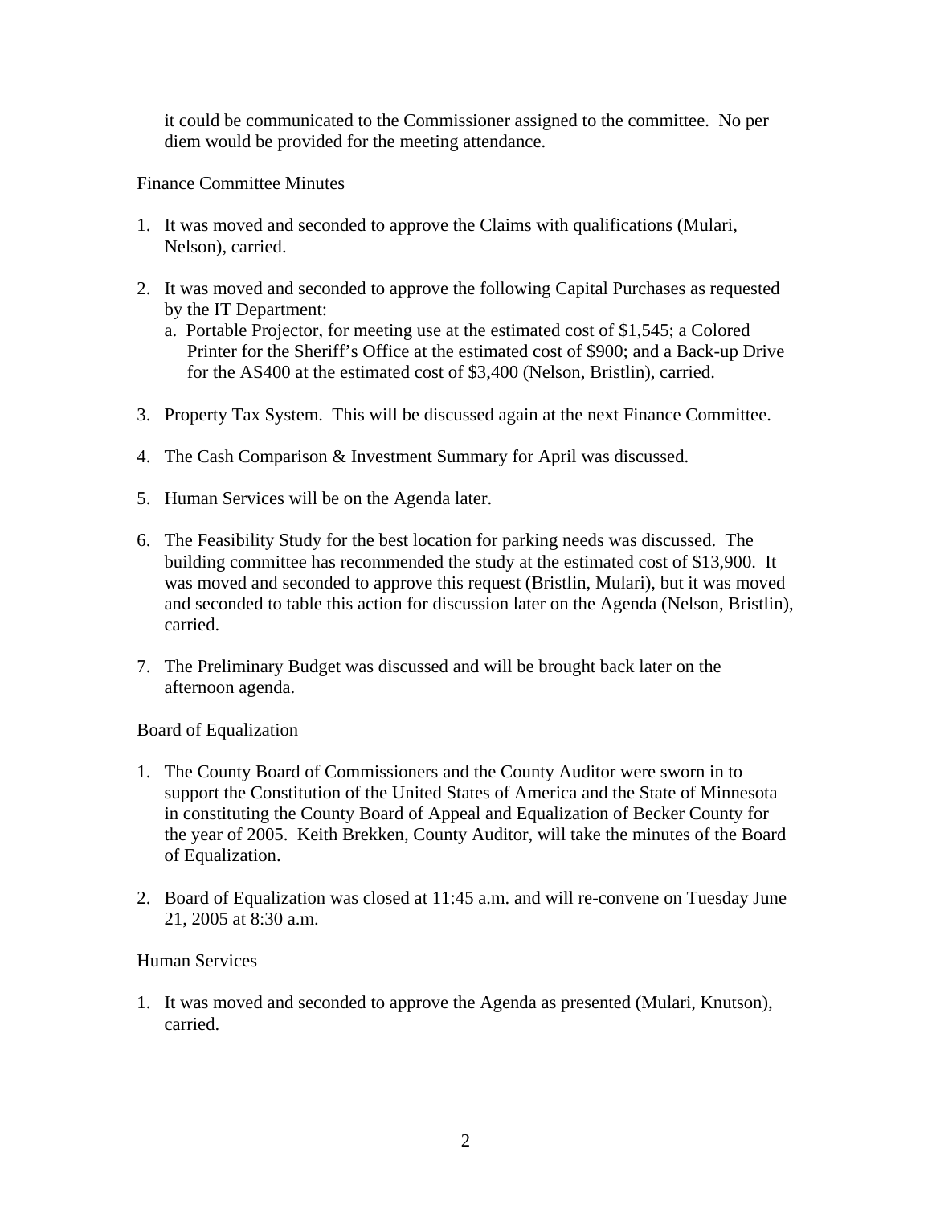it could be communicated to the Commissioner assigned to the committee. No per diem would be provided for the meeting attendance.

Finance Committee Minutes

1. It was moved and seconded to approve the Claims with qualifications (Mulari, Nelson), carried.

2. It was moved and seconded to approve the following Capital Purchases as requested by the IT Department:
   a. Portable Projector, for meeting use at the estimated cost of $1,545; a Colored Printer for the Sheriff's Office at the estimated cost of $900; and a Back-up Drive for the AS400 at the estimated cost of $3,400 (Nelson, Bristlin), carried.

3. Property Tax System. This will be discussed again at the next Finance Committee.

4. The Cash Comparison & Investment Summary for April was discussed.

5. Human Services will be on the Agenda later.

6. The Feasibility Study for the best location for parking needs was discussed. The building committee has recommended the study at the estimated cost of $13,900. It was moved and seconded to approve this request (Bristlin, Mulari), but it was moved and seconded to table this action for discussion later on the Agenda (Nelson, Bristlin), carried.

7. The Preliminary Budget was discussed and will be brought back later on the afternoon agenda.

Board of Equalization

1. The County Board of Commissioners and the County Auditor were sworn in to support the Constitution of the United States of America and the State of Minnesota in constituting the County Board of Appeal and Equalization of Becker County for the year of 2005. Keith Brekken, County Auditor, will take the minutes of the Board of Equalization.

2. Board of Equalization was closed at 11:45 a.m. and will re-convene on Tuesday June 21, 2005 at 8:30 a.m.

Human Services

1. It was moved and seconded to approve the Agenda as presented (Mulari, Knutson), carried.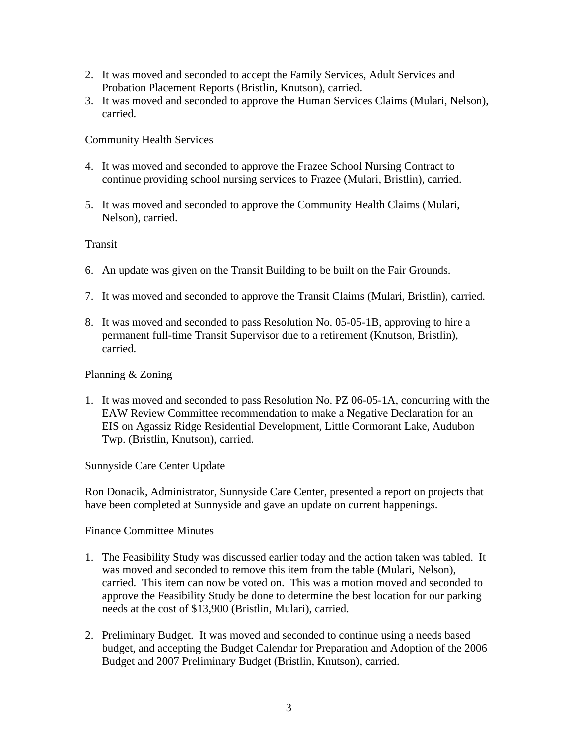2. It was moved and seconded to accept the Family Services, Adult Services and Probation Placement Reports (Bristlin, Knutson), carried.
3. It was moved and seconded to approve the Human Services Claims (Mulari, Nelson), carried.

Community Health Services

4. It was moved and seconded to approve the Frazee School Nursing Contract to continue providing school nursing services to Frazee (Mulari, Bristlin), carried.

5. It was moved and seconded to approve the Community Health Claims (Mulari, Nelson), carried.

Transit

6. An update was given on the Transit Building to be built on the Fair Grounds.

7. It was moved and seconded to approve the Transit Claims (Mulari, Bristlin), carried.

8. It was moved and seconded to pass Resolution No. 05-05-1B, approving to hire a permanent full-time Transit Supervisor due to a retirement (Knutson, Bristlin), carried.

Planning & Zoning

1. It was moved and seconded to pass Resolution No. PZ 06-05-1A, concurring with the EAW Review Committee recommendation to make a Negative Declaration for an EIS on Agassiz Ridge Residential Development, Little Cormorant Lake, Audubon Twp. (Bristlin, Knutson), carried.

Sunnyside Care Center Update

Ron Donacik, Administrator, Sunnyside Care Center, presented a report on projects that have been completed at Sunnyside and gave an update on current happenings.

Finance Committee Minutes

1. The Feasibility Study was discussed earlier today and the action taken was tabled. It was moved and seconded to remove this item from the table (Mulari, Nelson), carried. This item can now be voted on. This was a motion moved and seconded to approve the Feasibility Study be done to determine the best location for our parking needs at the cost of $13,900 (Bristlin, Mulari), carried.

2. Preliminary Budget. It was moved and seconded to continue using a needs based budget, and accepting the Budget Calendar for Preparation and Adoption of the 2006 Budget and 2007 Preliminary Budget (Bristlin, Knutson), carried.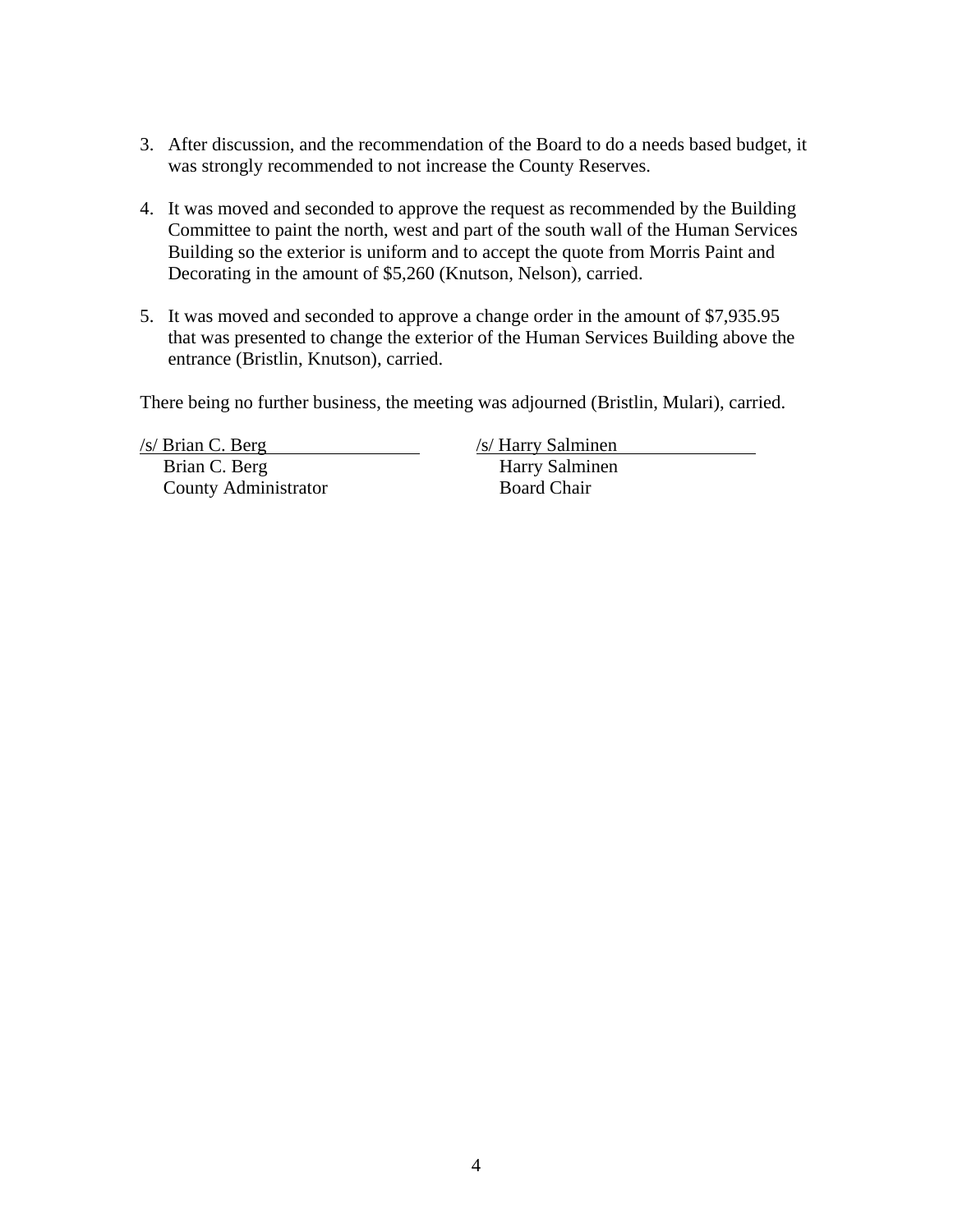3. After discussion, and the recommendation of the Board to do a needs based budget, it was strongly recommended to not increase the County Reserves.

4. It was moved and seconded to approve the request as recommended by the Building Committee to paint the north, west and part of the south wall of the Human Services Building so the exterior is uniform and to accept the quote from Morris Paint and Decorating in the amount of $5,260 (Knutson, Nelson), carried.

5. It was moved and seconded to approve a change order in the amount of $7,935.95 that was presented to change the exterior of the Human Services Building above the entrance (Bristlin, Knutson), carried.

There being no further business, the meeting was adjourned (Bristlin, Mulari), carried.

/s/ Brian C. Berg
Brian C. Berg
County Administrator

/s/ Harry Salminen
Harry Salminen
Board Chair